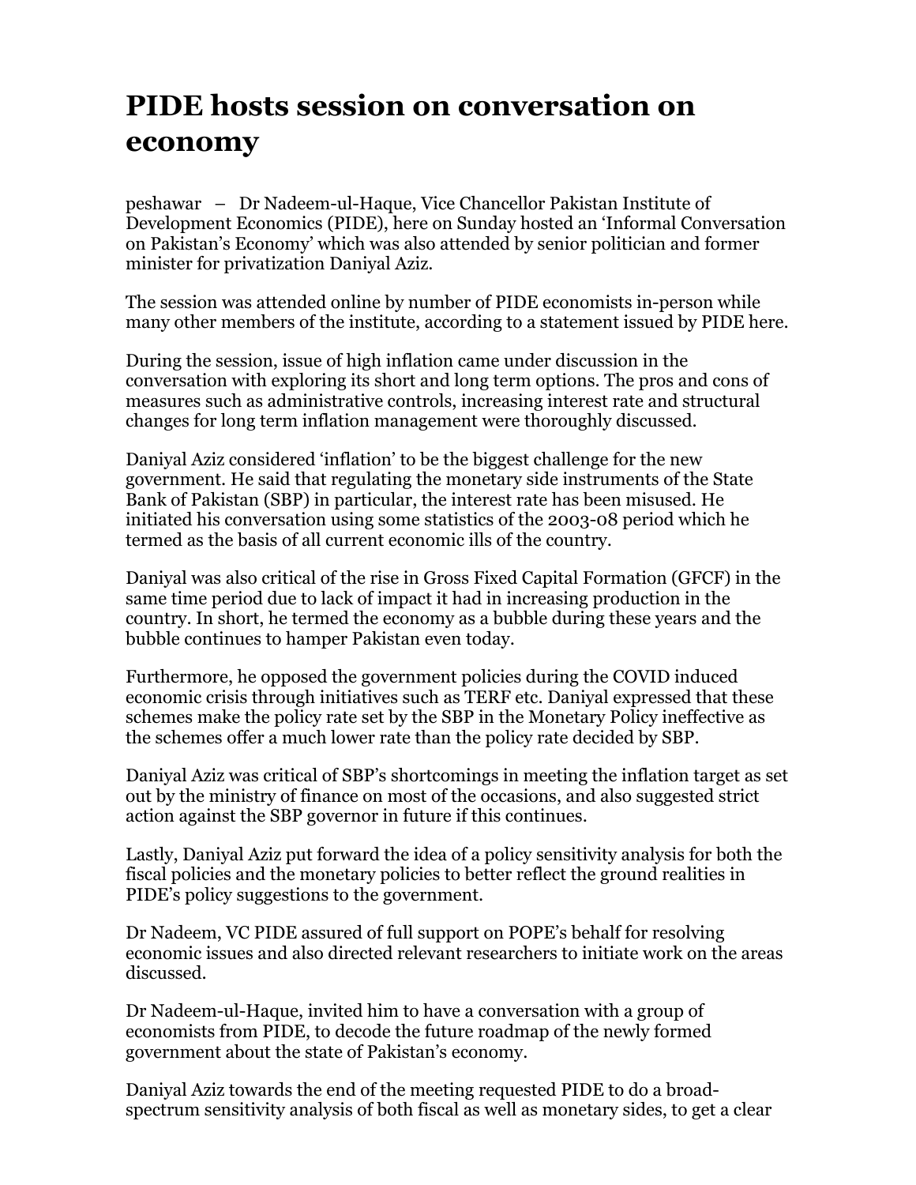# PIDE hosts session on conversation on economy

peshawar – Dr Nadeem-ul-Haque, Vice Chancellor Pakistan Institute of Development Economics (PIDE), here on Sunday hosted an 'Informal Conversation on Pakistan's Economy' which was also attended by senior politician and former minister for privatization Daniyal Aziz.

The session was attended online by number of PIDE economists in-person while many other members of the institute, according to a statement issued by PIDE here.

During the session, issue of high inflation came under discussion in the conversation with exploring its short and long term options. The pros and cons of measures such as administrative controls, increasing interest rate and structural changes for long term inflation management were thoroughly discussed.

Daniyal Aziz considered 'inflation' to be the biggest challenge for the new government. He said that regulating the monetary side instruments of the State Bank of Pakistan (SBP) in particular, the interest rate has been misused. He initiated his conversation using some statistics of the 2003-08 period which he termed as the basis of all current economic ills of the country.

Daniyal was also critical of the rise in Gross Fixed Capital Formation (GFCF) in the same time period due to lack of impact it had in increasing production in the country. In short, he termed the economy as a bubble during these years and the bubble continues to hamper Pakistan even today.

Furthermore, he opposed the government policies during the COVID induced economic crisis through initiatives such as TERF etc. Daniyal expressed that these schemes make the policy rate set by the SBP in the Monetary Policy ineffective as the schemes offer a much lower rate than the policy rate decided by SBP.

Daniyal Aziz was critical of SBP's shortcomings in meeting the inflation target as set out by the ministry of finance on most of the occasions, and also suggested strict action against the SBP governor in future if this continues.

Lastly, Daniyal Aziz put forward the idea of a policy sensitivity analysis for both the fiscal policies and the monetary policies to better reflect the ground realities in PIDE's policy suggestions to the government.

Dr Nadeem, VC PIDE assured of full support on POPE's behalf for resolving economic issues and also directed relevant researchers to initiate work on the areas discussed.

Dr Nadeem-ul-Haque, invited him to have a conversation with a group of economists from PIDE, to decode the future roadmap of the newly formed government about the state of Pakistan's economy.

Daniyal Aziz towards the end of the meeting requested PIDE to do a broad-spectrum sensitivity analysis of both fiscal as well as monetary sides, to get a clear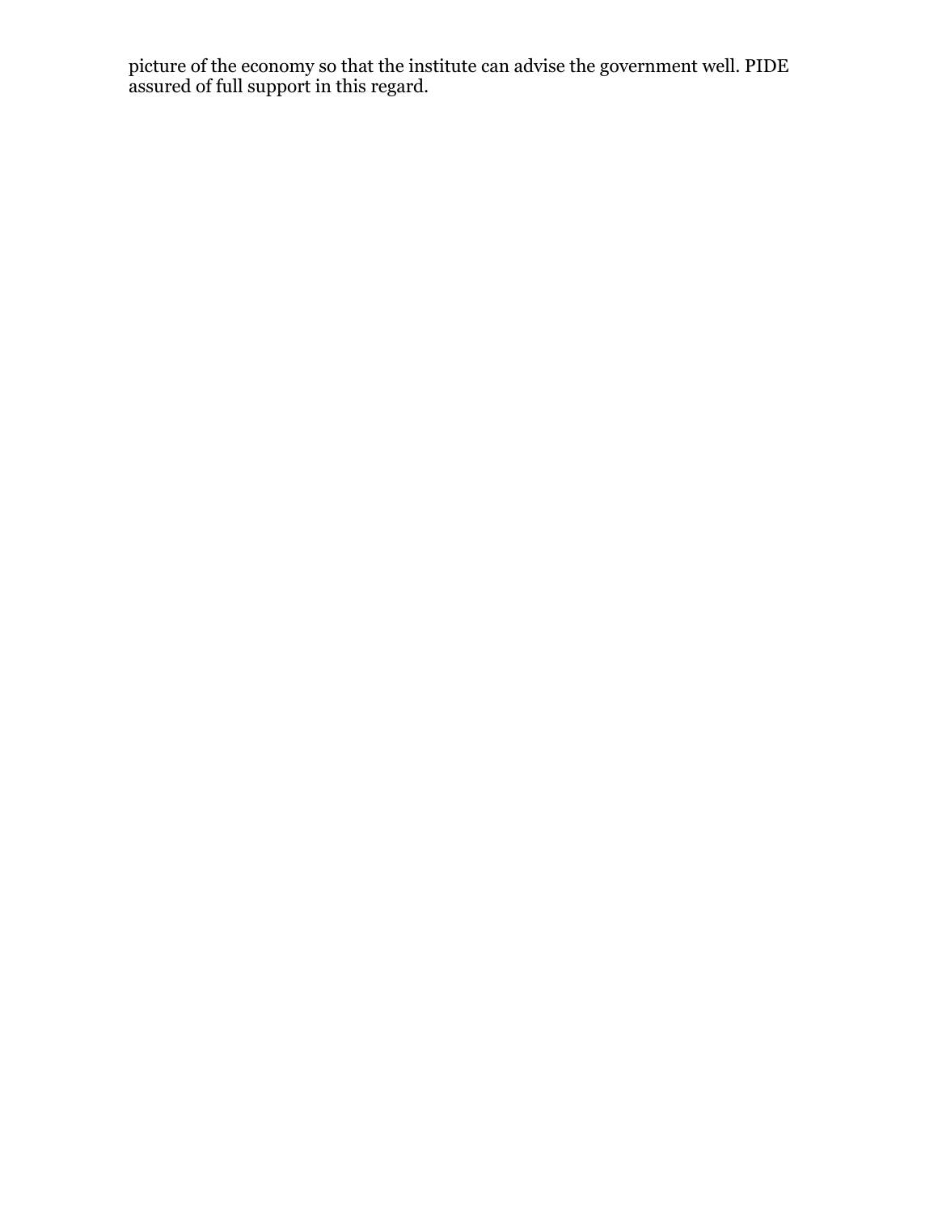picture of the economy so that the institute can advise the government well. PIDE assured of full support in this regard.